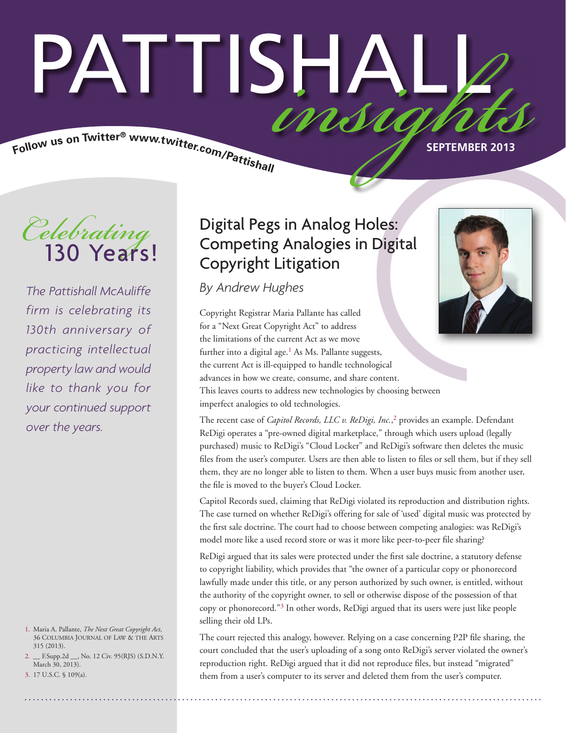# PATTISHALL *insights*

Follow us on Twitter® www.twitter.com/Pattishall

SEPTEMBER 2013

## *Celebrating* 130 Years!

*The Pattishall McAuliffe firm is celebrating its 130th anniversary of practicing intellectual property law and would like to thank you for your continued support over the years.*

## Digital Pegs in Analog Holes: Competing Analogies in Digital Copyright Litigation

*By Andrew Hughes*

Copyright Registrar Maria Pallante has called for a "Next Great Copyright Act" to address the limitations of the current Act as we move further into a digital age.[1] As Ms. Pallante suggests, the current Act is ill-equipped to handle technological advances in how we create, consume, and share content. This leaves courts to address new technologies by choosing between imperfect analogies to old technologies.

The recent case of *Capitol Records, LLC v. ReDigi, Inc.*,[2] provides an example. Defendant ReDigi operates a "pre-owned digital marketplace," through which users upload (legally purchased) music to ReDigi's "Cloud Locker" and ReDigi's software then deletes the music files from the user's computer. Users are then able to listen to files or sell them, but if they sell them, they are no longer able to listen to them. When a user buys music from another user, the file is moved to the buyer's Cloud Locker.

Capitol Records sued, claiming that ReDigi violated its reproduction and distribution rights. The case turned on whether ReDigi's offering for sale of 'used' digital music was protected by the first sale doctrine. The court had to choose between competing analogies: was ReDigi's model more like a used record store or was it more like peer-to-peer file sharing?

ReDigi argued that its sales were protected under the first sale doctrine, a statutory defense to copyright liability, which provides that "the owner of a particular copy or phonorecord lawfully made under this title, or any person authorized by such owner, is entitled, without the authority of the copyright owner, to sell or otherwise dispose of the possession of that copy or phonorecord."[3] In other words, ReDigi argued that its users were just like people selling their old LPs.

The court rejected this analogy, however. Relying on a case concerning P2P file sharing, the court concluded that the user's uploading of a song onto ReDigi's server violated the owner's reproduction right. ReDigi argued that it did not reproduce files, but instead "migrated" them from a user's computer to its server and deleted them from the user's computer.

1. Maria A. Pallante, *The Next Great Copyright Act*, 36 Columbia Journal of Law & the Arts 315 (2013).
2. __ F.Supp.2d __, No. 12 Civ. 95(RJS) (S.D.N.Y. March 30, 2013).
3. 17 U.S.C. § 109(a).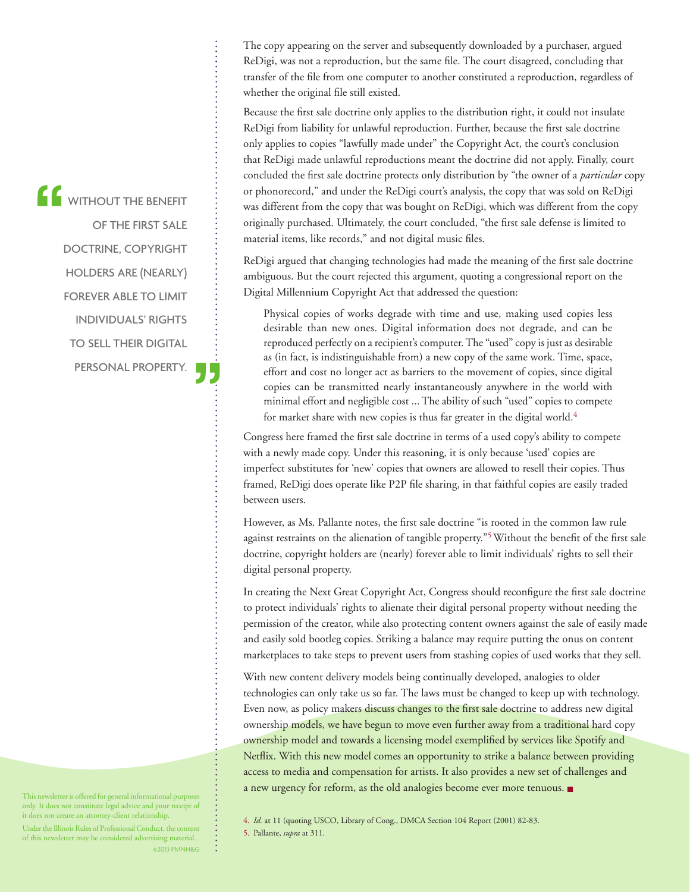The copy appearing on the server and subsequently downloaded by a purchaser, argued ReDigi, was not a reproduction, but the same file. The court disagreed, concluding that transfer of the file from one computer to another constituted a reproduction, regardless of whether the original file still existed.

Because the first sale doctrine only applies to the distribution right, it could not insulate ReDigi from liability for unlawful reproduction. Further, because the first sale doctrine only applies to copies "lawfully made under" the Copyright Act, the court's conclusion that ReDigi made unlawful reproductions meant the doctrine did not apply. Finally, court concluded the first sale doctrine protects only distribution by "the owner of a *particular* copy or phonorecord," and under the ReDigi court's analysis, the copy that was sold on ReDigi was different from the copy that was bought on ReDigi, which was different from the copy originally purchased. Ultimately, the court concluded, "the first sale defense is limited to material items, like records," and not digital music files.

> "WITHOUT THE BENEFIT OF THE FIRST SALE DOCTRINE, COPYRIGHT HOLDERS ARE (NEARLY) FOREVER ABLE TO LIMIT INDIVIDUALS' RIGHTS TO SELL THEIR DIGITAL PERSONAL PROPERTY."

ReDigi argued that changing technologies had made the meaning of the first sale doctrine ambiguous. But the court rejected this argument, quoting a congressional report on the Digital Millennium Copyright Act that addressed the question:

> Physical copies of works degrade with time and use, making used copies less desirable than new ones. Digital information does not degrade, and can be reproduced perfectly on a recipient's computer. The "used" copy is just as desirable as (in fact, is indistinguishable from) a new copy of the same work. Time, space, effort and cost no longer act as barriers to the movement of copies, since digital copies can be transmitted nearly instantaneously anywhere in the world with minimal effort and negligible cost ... The ability of such "used" copies to compete for market share with new copies is thus far greater in the digital world.[4]

Congress here framed the first sale doctrine in terms of a used copy's ability to compete with a newly made copy. Under this reasoning, it is only because 'used' copies are imperfect substitutes for 'new' copies that owners are allowed to resell their copies. Thus framed, ReDigi does operate like P2P file sharing, in that faithful copies are easily traded between users.

However, as Ms. Pallante notes, the first sale doctrine "is rooted in the common law rule against restraints on the alienation of tangible property."[5] Without the benefit of the first sale doctrine, copyright holders are (nearly) forever able to limit individuals' rights to sell their digital personal property.

In creating the Next Great Copyright Act, Congress should reconfigure the first sale doctrine to protect individuals' rights to alienate their digital personal property without needing the permission of the creator, while also protecting content owners against the sale of easily made and easily sold bootleg copies. Striking a balance may require putting the onus on content marketplaces to take steps to prevent users from stashing copies of used works that they sell.

With new content delivery models being continually developed, analogies to older technologies can only take us so far. The laws must be changed to keep up with technology. Even now, as policy makers discuss changes to the first sale doctrine to address new digital ownership models, we have begun to move even further away from a traditional hard copy ownership model and towards a licensing model exemplified by services like Spotify and Netflix. With this new model comes an opportunity to strike a balance between providing access to media and compensation for artists. It also provides a new set of challenges and a new urgency for reform, as the old analogies become ever more tenuous. ■

4. *Id.* at 11 (quoting USCO, Library of Cong., DMCA Section 104 Report (2001) 82-83.

5. Pallante, *supra* at 311.

This newsletter is offered for general informational purposes only. It does not constitute legal advice and your receipt of it does not create an attorney-client relationship.

Under the Illinois Rules of Professional Conduct, the content of this newsletter may be considered advertising material.

©2013 PMNH&G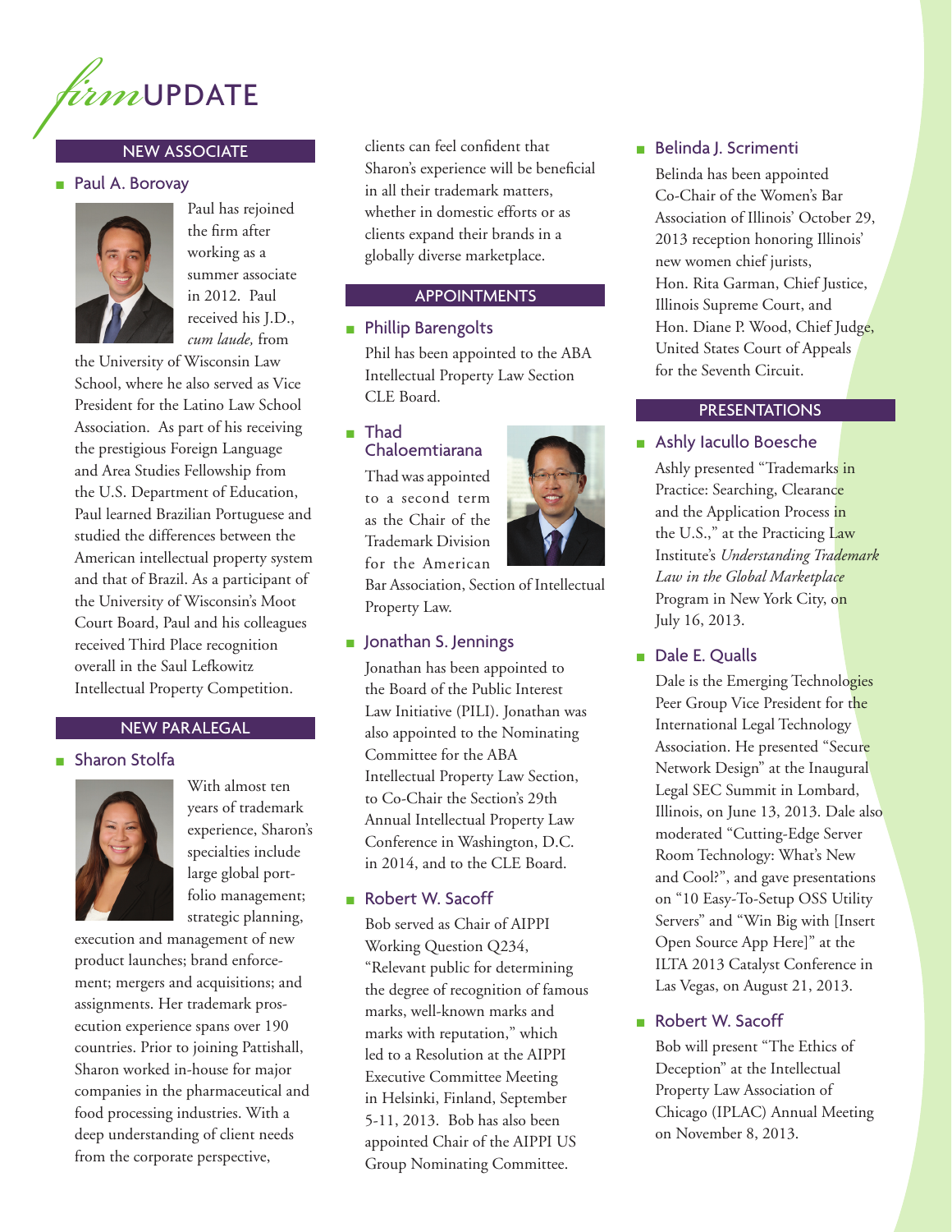# *firm*UPDATE

## NEW ASSOCIATE

### Paul A. Borovay

Paul has rejoined the firm after working as a summer associate in 2012. Paul received his J.D., *cum laude,* from the University of Wisconsin Law School, where he also served as Vice President for the Latino Law School Association. As part of his receiving the prestigious Foreign Language and Area Studies Fellowship from the U.S. Department of Education, Paul learned Brazilian Portuguese and studied the differences between the American intellectual property system and that of Brazil. As a participant of the University of Wisconsin's Moot Court Board, Paul and his colleagues received Third Place recognition overall in the Saul Lefkowitz Intellectual Property Competition.

## NEW PARALEGAL

### Sharon Stolfa

With almost ten years of trademark experience, Sharon's specialties include large global portfolio management; strategic planning, execution and management of new product launches; brand enforcement; mergers and acquisitions; and assignments. Her trademark prosecution experience spans over 190 countries. Prior to joining Pattishall, Sharon worked in-house for major companies in the pharmaceutical and food processing industries. With a deep understanding of client needs from the corporate perspective, clients can feel confident that Sharon's experience will be beneficial in all their trademark matters, whether in domestic efforts or as clients expand their brands in a globally diverse marketplace.

## APPOINTMENTS

### Phillip Barengolts

Phil has been appointed to the ABA Intellectual Property Law Section CLE Board.

### Thad Chaloemtiarana

Thad was appointed to a second term as the Chair of the Trademark Division for the American Bar Association, Section of Intellectual Property Law.

### Jonathan S. Jennings

Jonathan has been appointed to the Board of the Public Interest Law Initiative (PILI). Jonathan was also appointed to the Nominating Committee for the ABA Intellectual Property Law Section, to Co-Chair the Section's 29th Annual Intellectual Property Law Conference in Washington, D.C. in 2014, and to the CLE Board.

### Robert W. Sacoff

Bob served as Chair of AIPPI Working Question Q234, "Relevant public for determining the degree of recognition of famous marks, well-known marks and marks with reputation," which led to a Resolution at the AIPPI Executive Committee Meeting in Helsinki, Finland, September 5-11, 2013. Bob has also been appointed Chair of the AIPPI US Group Nominating Committee.

### Belinda J. Scrimenti

Belinda has been appointed Co-Chair of the Women's Bar Association of Illinois' October 29, 2013 reception honoring Illinois' new women chief jurists, Hon. Rita Garman, Chief Justice, Illinois Supreme Court, and Hon. Diane P. Wood, Chief Judge, United States Court of Appeals for the Seventh Circuit.

## PRESENTATIONS

### Ashly Iacullo Boesche

Ashly presented "Trademarks in Practice: Searching, Clearance and the Application Process in the U.S.," at the Practicing Law Institute's *Understanding Trademark Law in the Global Marketplace* Program in New York City, on July 16, 2013.

### Dale E. Qualls

Dale is the Emerging Technologies Peer Group Vice President for the International Legal Technology Association. He presented "Secure Network Design" at the Inaugural Legal SEC Summit in Lombard, Illinois, on June 13, 2013. Dale also moderated "Cutting-Edge Server Room Technology: What's New and Cool?", and gave presentations on "10 Easy-To-Setup OSS Utility Servers" and "Win Big with [Insert Open Source App Here]" at the ILTA 2013 Catalyst Conference in Las Vegas, on August 21, 2013.

### Robert W. Sacoff

Bob will present "The Ethics of Deception" at the Intellectual Property Law Association of Chicago (IPLAC) Annual Meeting on November 8, 2013.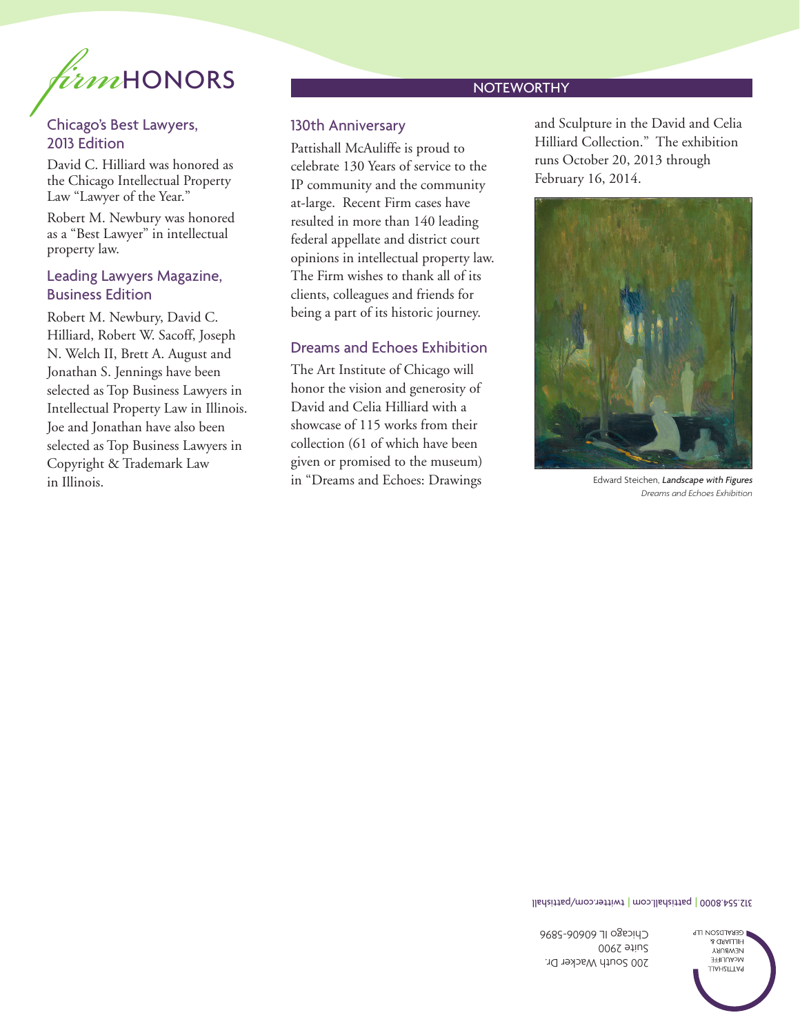# *firm*HONORS

## Chicago's Best Lawyers, 2013 Edition

David C. Hilliard was honored as the Chicago Intellectual Property Law "Lawyer of the Year."

Robert M. Newbury was honored as a "Best Lawyer" in intellectual property law.

## Leading Lawyers Magazine, Business Edition

Robert M. Newbury, David C. Hilliard, Robert W. Sacoff, Joseph N. Welch II, Brett A. August and Jonathan S. Jennings have been selected as Top Business Lawyers in Intellectual Property Law in Illinois. Joe and Jonathan have also been selected as Top Business Lawyers in Copyright & Trademark Law in Illinois.

# NOTEWORTHY

## 130th Anniversary

Pattishall McAuliffe is proud to celebrate 130 Years of service to the IP community and the community at-large. Recent Firm cases have resulted in more than 140 leading federal appellate and district court opinions in intellectual property law. The Firm wishes to thank all of its clients, colleagues and friends for being a part of its historic journey.

## Dreams and Echoes Exhibition

The Art Institute of Chicago will honor the vision and generosity of David and Celia Hilliard with a showcase of 115 works from their collection (61 of which have been given or promised to the museum) in "Dreams and Echoes: Drawings and Sculpture in the David and Celia Hilliard Collection." The exhibition runs October 20, 2013 through February 16, 2014.

Edward Steichen, ***Landscape with Figures***
*Dreams and Echoes Exhibition*

312.554.8000 | pattishall.com | twitter.com/pattishall

PATTISHALL MCAULIFFE NEWBURY HILLIARD & GERALDSON LLP

200 South Wacker Dr.
Suite 2900
Chicago IL 60606-5896